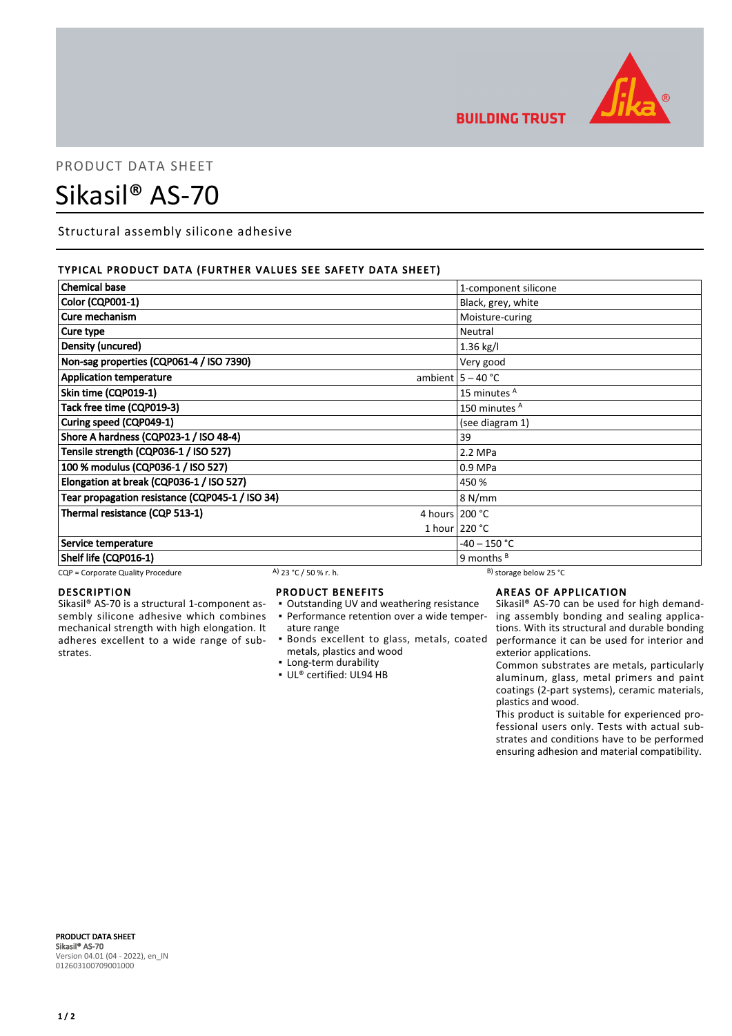PRODUCT DATA SHEET

# Sikasil® AS-70

Structural assembly silicone adhesive

## TYPICAL PRODUCT DATA (FURTHER VALUES SEE SAFETY DATA SHEET)

| Property | | Value |
|---|---|---|
| Chemical base | | 1-component silicone |
| Color (CQP001-1) | | Black, grey, white |
| Cure mechanism | | Moisture-curing |
| Cure type | | Neutral |
| Density (uncured) | | 1.36 kg/l |
| Non-sag properties (CQP061-4 / ISO 7390) | | Very good |
| Application temperature | ambient | 5 – 40 °C |
| Skin time (CQP019-1) | | 15 minutes [A] |
| Tack free time (CQP019-3) | | 150 minutes [A] |
| Curing speed (CQP049-1) | | (see diagram 1) |
| Shore A hardness (CQP023-1 / ISO 48-4) | | 39 |
| Tensile strength (CQP036-1 / ISO 527) | | 2.2 MPa |
| 100 % modulus (CQP036-1 / ISO 527) | | 0.9 MPa |
| Elongation at break (CQP036-1 / ISO 527) | | 450 % |
| Tear propagation resistance (CQP045-1 / ISO 34) | | 8 N/mm |
| Thermal resistance (CQP 513-1) | 4 hours | 200 °C |
| | 1 hour | 220 °C |
| Service temperature | | -40 – 150 °C |
| Shelf life (CQP016-1) | | 9 months [B] |

CQP = Corporate Quality Procedure    A) 23 °C / 50 % r. h.    B) storage below 25 °C

## DESCRIPTION

Sikasil® AS-70 is a structural 1-component assembly silicone adhesive which combines mechanical strength with high elongation. It adheres excellent to a wide range of substrates.

## PRODUCT BENEFITS

- Outstanding UV and weathering resistance
- Performance retention over a wide temperature range
- Bonds excellent to glass, metals, coated metals, plastics and wood
- Long-term durability
- UL® certified: UL94 HB

## AREAS OF APPLICATION

Sikasil® AS-70 can be used for high demanding assembly bonding and sealing applications. With its structural and durable bonding performance it can be used for interior and exterior applications.

Common substrates are metals, particularly aluminum, glass, metal primers and paint coatings (2-part systems), ceramic materials, plastics and wood.

This product is suitable for experienced professional users only. Tests with actual substrates and conditions have to be performed ensuring adhesion and material compatibility.

**PRODUCT DATA SHEET**
**Sikasil® AS-70**
Version 04.01 (04 - 2022), en_IN
012603100709001000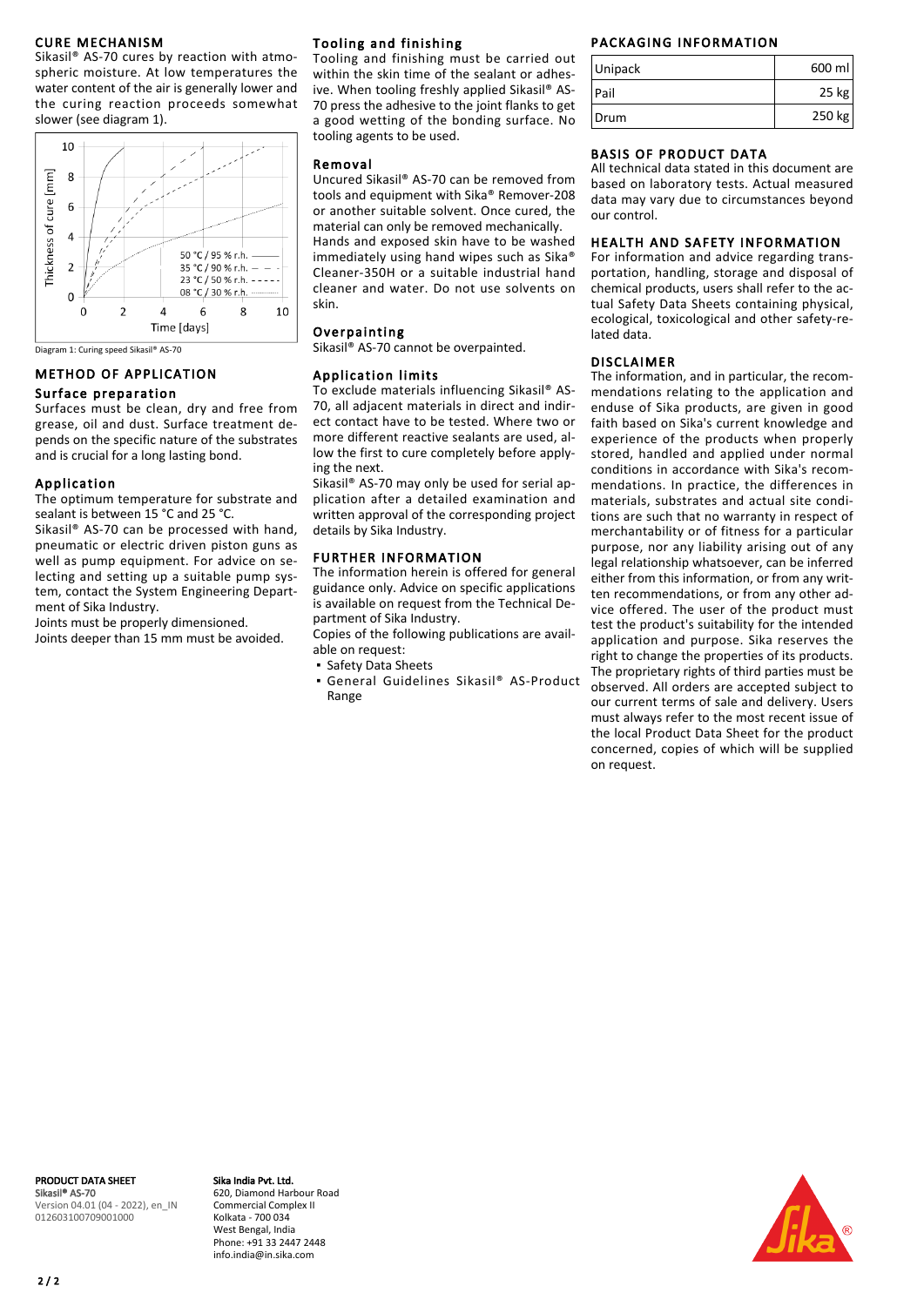## CURE MECHANISM

Sikasil® AS-70 cures by reaction with atmospheric moisture. At low temperatures the water content of the air is generally lower and the curing reaction proceeds somewhat slower (see diagram 1).

Thickness of cure [mm]
10
8
6
4
2
0
0 2 4 6 8 10
Time [days]
50 °C / 95 % r.h.
35 °C / 90 % r.h.
23 °C / 50 % r.h.
08 °C / 30 % r.h.

Diagram 1: Curing speed Sikasil® AS-70

## METHOD OF APPLICATION

### Surface preparation

Surfaces must be clean, dry and free from grease, oil and dust. Surface treatment depends on the specific nature of the substrates and is crucial for a long lasting bond.

### Application

The optimum temperature for substrate and sealant is between 15 °C and 25 °C.

Sikasil® AS-70 can be processed with hand, pneumatic or electric driven piston guns as well as pump equipment. For advice on selecting and setting up a suitable pump system, contact the System Engineering Department of Sika Industry.

Joints must be properly dimensioned.

Joints deeper than 15 mm must be avoided.

### Tooling and finishing

Tooling and finishing must be carried out within the skin time of the sealant or adhesive. When tooling freshly applied Sikasil® AS-70 press the adhesive to the joint flanks to get a good wetting of the bonding surface. No tooling agents to be used.

### Removal

Uncured Sikasil® AS-70 can be removed from tools and equipment with Sika® Remover-208 or another suitable solvent. Once cured, the material can only be removed mechanically.

Hands and exposed skin have to be washed immediately using hand wipes such as Sika® Cleaner-350H or a suitable industrial hand cleaner and water. Do not use solvents on skin.

### Overpainting

Sikasil® AS-70 cannot be overpainted.

### Application limits

To exclude materials influencing Sikasil® AS-70, all adjacent materials in direct and indirect contact have to be tested. Where two or more different reactive sealants are used, allow the first to cure completely before applying the next.

Sikasil® AS-70 may only be used for serial application after a detailed examination and written approval of the corresponding project details by Sika Industry.

## FURTHER INFORMATION

The information herein is offered for general guidance only. Advice on specific applications is available on request from the Technical Department of Sika Industry.

Copies of the following publications are available on request:

- Safety Data Sheets
- General Guidelines Sikasil® AS-Product Range

## PACKAGING INFORMATION

| | |
|---|---|
| Unipack | 600 ml |
| Pail | 25 kg |
| Drum | 250 kg |

## BASIS OF PRODUCT DATA

All technical data stated in this document are based on laboratory tests. Actual measured data may vary due to circumstances beyond our control.

## HEALTH AND SAFETY INFORMATION

For information and advice regarding transportation, handling, storage and disposal of chemical products, users shall refer to the actual Safety Data Sheets containing physical, ecological, toxicological and other safety-related data.

## DISCLAIMER

The information, and in particular, the recommendations relating to the application and enduse of Sika products, are given in good faith based on Sika's current knowledge and experience of the products when properly stored, handled and applied under normal conditions in accordance with Sika's recommendations. In practice, the differences in materials, substrates and actual site conditions are such that no warranty in respect of merchantability or of fitness for a particular purpose, nor any liability arising out of any legal relationship whatsoever, can be inferred either from this information, or from any written recommendations, or from any other advice offered. The user of the product must test the product's suitability for the intended application and purpose. Sika reserves the right to change the properties of its products. The proprietary rights of third parties must be observed. All orders are accepted subject to our current terms of sale and delivery. Users must always refer to the most recent issue of the local Product Data Sheet for the product concerned, copies of which will be supplied on request.

**PRODUCT DATA SHEET**
**Sikasil® AS-70**
Version 04.01 (04 - 2022), en_IN
012603100709001000

**Sika India Pvt. Ltd.**
620, Diamond Harbour Road
Commercial Complex II
Kolkata - 700 034
West Bengal, India
Phone: +91 33 2447 2448
info.india@in.sika.com